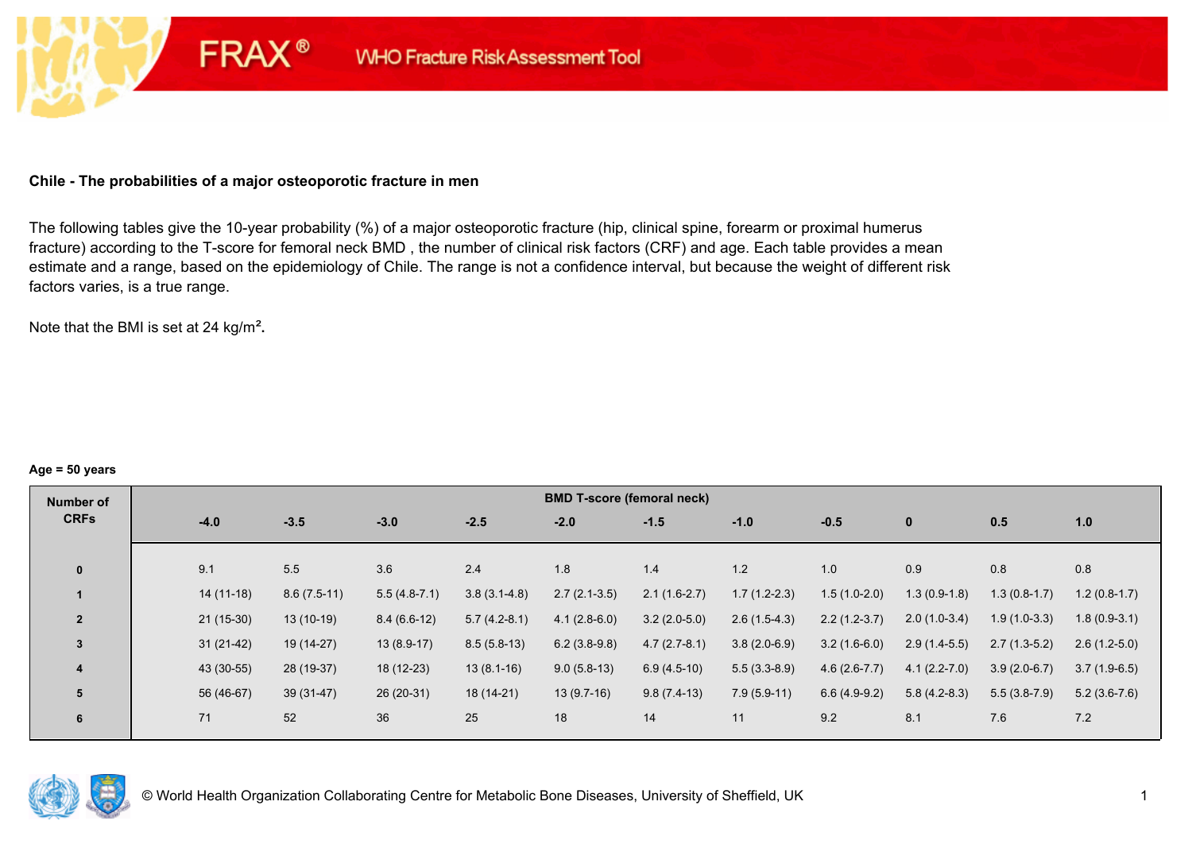FRAX® WHO Fracture Risk Assessment Tool

## Chile - The probabilities of a major osteoporotic fracture in men

The following tables give the 10-year probability (%) of a major osteoporotic fracture (hip, clinical spine, forearm or proximal humerus fracture) according to the T-score for femoral neck BMD , the number of clinical risk factors (CRF) and age. Each table provides a mean estimate and a range, based on the epidemiology of Chile. The range is not a confidence interval, but because the weight of different risk factors varies, is a true range.

Note that the BMI is set at 24 kg/m$^2$.

**Age = 50 years**

| Number of CRFs | BMD T-score (femoral neck) | | | | | | | | | | |
|---|---|---|---|---|---|---|---|---|---|---|---|
| | -4.0 | -3.5 | -3.0 | -2.5 | -2.0 | -1.5 | -1.0 | -0.5 | 0 | 0.5 | 1.0 |
| 0 | 9.1 | 5.5 | 3.6 | 2.4 | 1.8 | 1.4 | 1.2 | 1.0 | 0.9 | 0.8 | 0.8 |
| 1 | 14 (11-18) | 8.6 (7.5-11) | 5.5 (4.8-7.1) | 3.8 (3.1-4.8) | 2.7 (2.1-3.5) | 2.1 (1.6-2.7) | 1.7 (1.2-2.3) | 1.5 (1.0-2.0) | 1.3 (0.9-1.8) | 1.3 (0.8-1.7) | 1.2 (0.8-1.7) |
| 2 | 21 (15-30) | 13 (10-19) | 8.4 (6.6-12) | 5.7 (4.2-8.1) | 4.1 (2.8-6.0) | 3.2 (2.0-5.0) | 2.6 (1.5-4.3) | 2.2 (1.2-3.7) | 2.0 (1.0-3.4) | 1.9 (1.0-3.3) | 1.8 (0.9-3.1) |
| 3 | 31 (21-42) | 19 (14-27) | 13 (8.9-17) | 8.5 (5.8-13) | 6.2 (3.8-9.8) | 4.7 (2.7-8.1) | 3.8 (2.0-6.9) | 3.2 (1.6-6.0) | 2.9 (1.4-5.5) | 2.7 (1.3-5.2) | 2.6 (1.2-5.0) |
| 4 | 43 (30-55) | 28 (19-37) | 18 (12-23) | 13 (8.1-16) | 9.0 (5.8-13) | 6.9 (4.5-10) | 5.5 (3.3-8.9) | 4.6 (2.6-7.7) | 4.1 (2.2-7.0) | 3.9 (2.0-6.7) | 3.7 (1.9-6.5) |
| 5 | 56 (46-67) | 39 (31-47) | 26 (20-31) | 18 (14-21) | 13 (9.7-16) | 9.8 (7.4-13) | 7.9 (5.9-11) | 6.6 (4.9-9.2) | 5.8 (4.2-8.3) | 5.5 (3.8-7.9) | 5.2 (3.6-7.6) |
| 6 | 71 | 52 | 36 | 25 | 18 | 14 | 11 | 9.2 | 8.1 | 7.6 | 7.2 |

© World Health Organization Collaborating Centre for Metabolic Bone Diseases, University of Sheffield, UK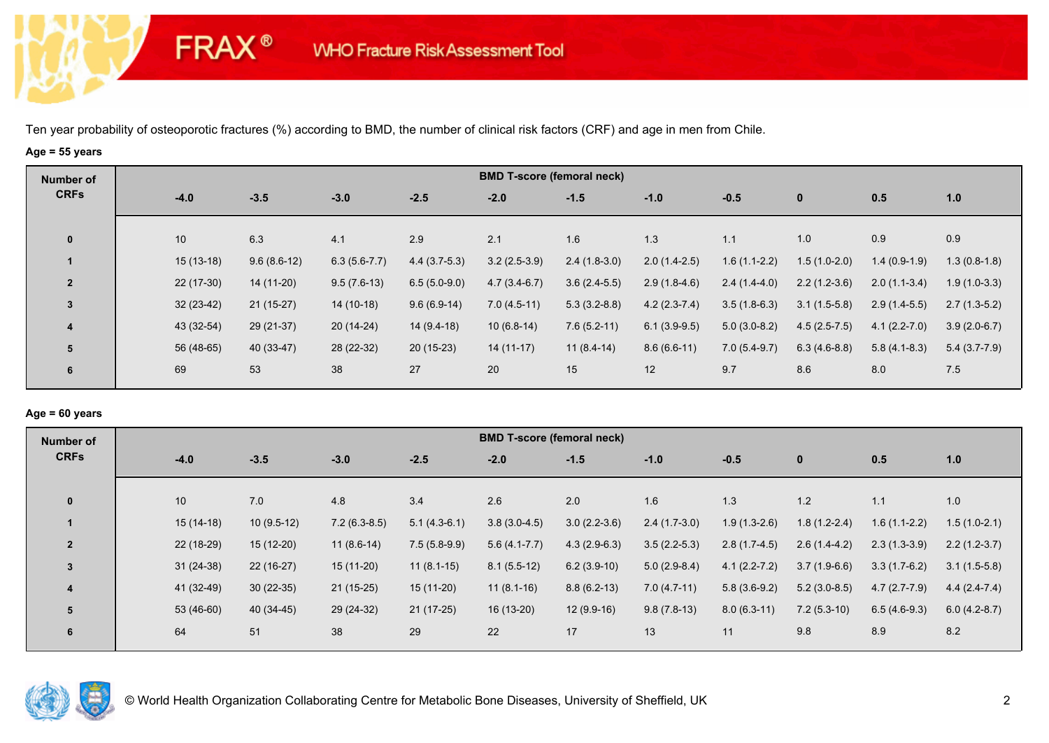FRAX® WHO Fracture Risk Assessment Tool

Ten year probability of osteoporotic fractures (%) according to BMD, the number of clinical risk factors (CRF) and age in men from Chile.

**Age = 55 years**

| Number of CRFs | BMD T-score (femoral neck) | | | | | | | | | | |
|---|---|---|---|---|---|---|---|---|---|---|---|
| | -4.0 | -3.5 | -3.0 | -2.5 | -2.0 | -1.5 | -1.0 | -0.5 | 0 | 0.5 | 1.0 |
| 0 | 10 | 6.3 | 4.1 | 2.9 | 2.1 | 1.6 | 1.3 | 1.1 | 1.0 | 0.9 | 0.9 |
| 1 | 15 (13-18) | 9.6 (8.6-12) | 6.3 (5.6-7.7) | 4.4 (3.7-5.3) | 3.2 (2.5-3.9) | 2.4 (1.8-3.0) | 2.0 (1.4-2.5) | 1.6 (1.1-2.2) | 1.5 (1.0-2.0) | 1.4 (0.9-1.9) | 1.3 (0.8-1.8) |
| 2 | 22 (17-30) | 14 (11-20) | 9.5 (7.6-13) | 6.5 (5.0-9.0) | 4.7 (3.4-6.7) | 3.6 (2.4-5.5) | 2.9 (1.8-4.6) | 2.4 (1.4-4.0) | 2.2 (1.2-3.6) | 2.0 (1.1-3.4) | 1.9 (1.0-3.3) |
| 3 | 32 (23-42) | 21 (15-27) | 14 (10-18) | 9.6 (6.9-14) | 7.0 (4.5-11) | 5.3 (3.2-8.8) | 4.2 (2.3-7.4) | 3.5 (1.8-6.3) | 3.1 (1.5-5.8) | 2.9 (1.4-5.5) | 2.7 (1.3-5.2) |
| 4 | 43 (32-54) | 29 (21-37) | 20 (14-24) | 14 (9.4-18) | 10 (6.8-14) | 7.6 (5.2-11) | 6.1 (3.9-9.5) | 5.0 (3.0-8.2) | 4.5 (2.5-7.5) | 4.1 (2.2-7.0) | 3.9 (2.0-6.7) |
| 5 | 56 (48-65) | 40 (33-47) | 28 (22-32) | 20 (15-23) | 14 (11-17) | 11 (8.4-14) | 8.6 (6.6-11) | 7.0 (5.4-9.7) | 6.3 (4.6-8.8) | 5.8 (4.1-8.3) | 5.4 (3.7-7.9) |
| 6 | 69 | 53 | 38 | 27 | 20 | 15 | 12 | 9.7 | 8.6 | 8.0 | 7.5 |

**Age = 60 years**

| Number of CRFs | BMD T-score (femoral neck) | | | | | | | | | | |
|---|---|---|---|---|---|---|---|---|---|---|---|
| | -4.0 | -3.5 | -3.0 | -2.5 | -2.0 | -1.5 | -1.0 | -0.5 | 0 | 0.5 | 1.0 |
| 0 | 10 | 7.0 | 4.8 | 3.4 | 2.6 | 2.0 | 1.6 | 1.3 | 1.2 | 1.1 | 1.0 |
| 1 | 15 (14-18) | 10 (9.5-12) | 7.2 (6.3-8.5) | 5.1 (4.3-6.1) | 3.8 (3.0-4.5) | 3.0 (2.2-3.6) | 2.4 (1.7-3.0) | 1.9 (1.3-2.6) | 1.8 (1.2-2.4) | 1.6 (1.1-2.2) | 1.5 (1.0-2.1) |
| 2 | 22 (18-29) | 15 (12-20) | 11 (8.6-14) | 7.5 (5.8-9.9) | 5.6 (4.1-7.7) | 4.3 (2.9-6.3) | 3.5 (2.2-5.3) | 2.8 (1.7-4.5) | 2.6 (1.4-4.2) | 2.3 (1.3-3.9) | 2.2 (1.2-3.7) |
| 3 | 31 (24-38) | 22 (16-27) | 15 (11-20) | 11 (8.1-15) | 8.1 (5.5-12) | 6.2 (3.9-10) | 5.0 (2.9-8.4) | 4.1 (2.2-7.2) | 3.7 (1.9-6.6) | 3.3 (1.7-6.2) | 3.1 (1.5-5.8) |
| 4 | 41 (32-49) | 30 (22-35) | 21 (15-25) | 15 (11-20) | 11 (8.1-16) | 8.8 (6.2-13) | 7.0 (4.7-11) | 5.8 (3.6-9.2) | 5.2 (3.0-8.5) | 4.7 (2.7-7.9) | 4.4 (2.4-7.4) |
| 5 | 53 (46-60) | 40 (34-45) | 29 (24-32) | 21 (17-25) | 16 (13-20) | 12 (9.9-16) | 9.8 (7.8-13) | 8.0 (6.3-11) | 7.2 (5.3-10) | 6.5 (4.6-9.3) | 6.0 (4.2-8.7) |
| 6 | 64 | 51 | 38 | 29 | 22 | 17 | 13 | 11 | 9.8 | 8.9 | 8.2 |

© World Health Organization Collaborating Centre for Metabolic Bone Diseases, University of Sheffield, UK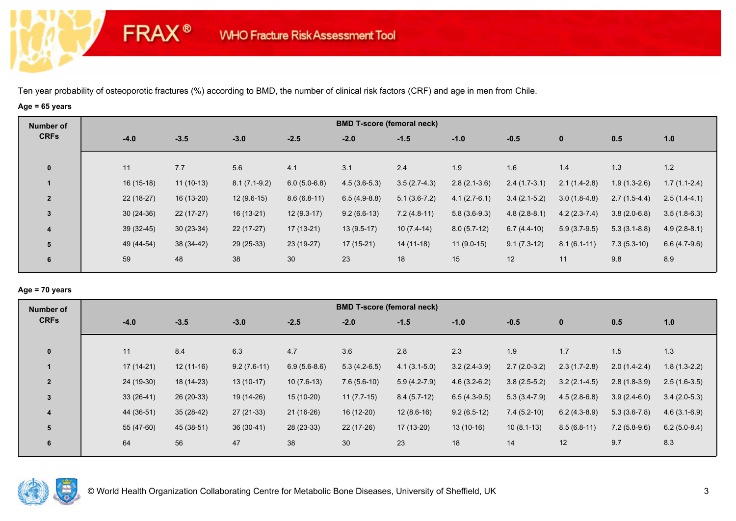FRAX® WHO Fracture Risk Assessment Tool

Ten year probability of osteoporotic fractures (%) according to BMD, the number of clinical risk factors (CRF) and age in men from Chile.

**Age = 65 years**

| Number of CRFs | BMD T-score (femoral neck) | | | | | | | | | | |
|---|---|---|---|---|---|---|---|---|---|---|---|
| | -4.0 | -3.5 | -3.0 | -2.5 | -2.0 | -1.5 | -1.0 | -0.5 | 0 | 0.5 | 1.0 |
| 0 | 11 | 7.7 | 5.6 | 4.1 | 3.1 | 2.4 | 1.9 | 1.6 | 1.4 | 1.3 | 1.2 |
| 1 | 16 (15-18) | 11 (10-13) | 8.1 (7.1-9.2) | 6.0 (5.0-6.8) | 4.5 (3.6-5.3) | 3.5 (2.7-4.3) | 2.8 (2.1-3.6) | 2.4 (1.7-3.1) | 2.1 (1.4-2.8) | 1.9 (1.3-2.6) | 1.7 (1.1-2.4) |
| 2 | 22 (18-27) | 16 (13-20) | 12 (9.6-15) | 8.6 (6.8-11) | 6.5 (4.9-8.8) | 5.1 (3.6-7.2) | 4.1 (2.7-6.1) | 3.4 (2.1-5.2) | 3.0 (1.8-4.8) | 2.7 (1.5-4.4) | 2.5 (1.4-4.1) |
| 3 | 30 (24-36) | 22 (17-27) | 16 (13-21) | 12 (9.3-17) | 9.2 (6.6-13) | 7.2 (4.8-11) | 5.8 (3.6-9.3) | 4.8 (2.8-8.1) | 4.2 (2.3-7.4) | 3.8 (2.0-6.8) | 3.5 (1.8-6.3) |
| 4 | 39 (32-45) | 30 (23-34) | 22 (17-27) | 17 (13-21) | 13 (9.5-17) | 10 (7.4-14) | 8.0 (5.7-12) | 6.7 (4.4-10) | 5.9 (3.7-9.5) | 5.3 (3.1-8.8) | 4.9 (2.8-8.1) |
| 5 | 49 (44-54) | 38 (34-42) | 29 (25-33) | 23 (19-27) | 17 (15-21) | 14 (11-18) | 11 (9.0-15) | 9.1 (7.3-12) | 8.1 (6.1-11) | 7.3 (5.3-10) | 6.6 (4.7-9.6) |
| 6 | 59 | 48 | 38 | 30 | 23 | 18 | 15 | 12 | 11 | 9.8 | 8.9 |

**Age = 70 years**

| Number of CRFs | BMD T-score (femoral neck) | | | | | | | | | | |
|---|---|---|---|---|---|---|---|---|---|---|---|
| | -4.0 | -3.5 | -3.0 | -2.5 | -2.0 | -1.5 | -1.0 | -0.5 | 0 | 0.5 | 1.0 |
| 0 | 11 | 8.4 | 6.3 | 4.7 | 3.6 | 2.8 | 2.3 | 1.9 | 1.7 | 1.5 | 1.3 |
| 1 | 17 (14-21) | 12 (11-16) | 9.2 (7.6-11) | 6.9 (5.6-8.6) | 5.3 (4.2-6.5) | 4.1 (3.1-5.0) | 3.2 (2.4-3.9) | 2.7 (2.0-3.2) | 2.3 (1.7-2.8) | 2.0 (1.4-2.4) | 1.8 (1.3-2.2) |
| 2 | 24 (19-30) | 18 (14-23) | 13 (10-17) | 10 (7.6-13) | 7.6 (5.6-10) | 5.9 (4.2-7.9) | 4.6 (3.2-6.2) | 3.8 (2.5-5.2) | 3.2 (2.1-4.5) | 2.8 (1.8-3.9) | 2.5 (1.6-3.5) |
| 3 | 33 (26-41) | 26 (20-33) | 19 (14-26) | 15 (10-20) | 11 (7.7-15) | 8.4 (5.7-12) | 6.5 (4.3-9.5) | 5.3 (3.4-7.9) | 4.5 (2.8-6.8) | 3.9 (2.4-6.0) | 3.4 (2.0-5.3) |
| 4 | 44 (36-51) | 35 (28-42) | 27 (21-33) | 21 (16-26) | 16 (12-20) | 12 (8.6-16) | 9.2 (6.5-12) | 7.4 (5.2-10) | 6.2 (4.3-8.9) | 5.3 (3.6-7.8) | 4.6 (3.1-6.9) |
| 5 | 55 (47-60) | 45 (38-51) | 36 (30-41) | 28 (23-33) | 22 (17-26) | 17 (13-20) | 13 (10-16) | 10 (8.1-13) | 8.5 (6.8-11) | 7.2 (5.8-9.6) | 6.2 (5.0-8.4) |
| 6 | 64 | 56 | 47 | 38 | 30 | 23 | 18 | 14 | 12 | 9.7 | 8.3 |

© World Health Organization Collaborating Centre for Metabolic Bone Diseases, University of Sheffield, UK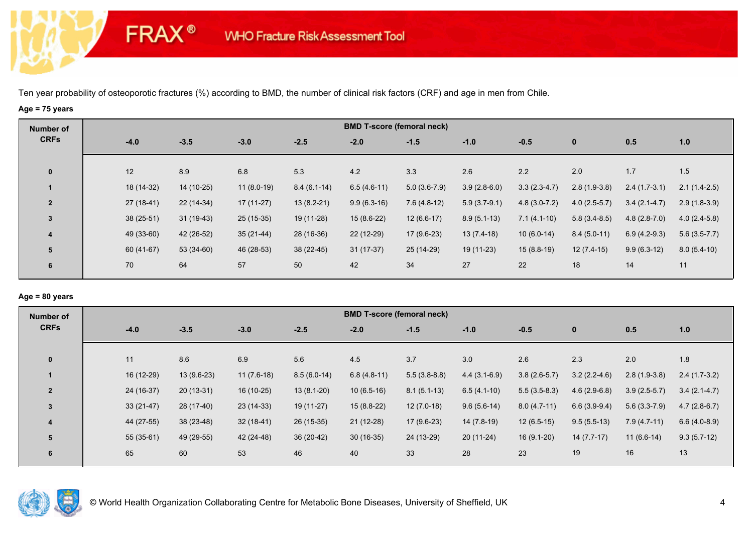FRAX® WHO Fracture Risk Assessment Tool

Ten year probability of osteoporotic fractures (%) according to BMD, the number of clinical risk factors (CRF) and age in men from Chile.

**Age = 75 years**

| Number of CRFs | BMD T-score (femoral neck) | | | | | | | | | | |
|---|---|---|---|---|---|---|---|---|---|---|---|
| | -4.0 | -3.5 | -3.0 | -2.5 | -2.0 | -1.5 | -1.0 | -0.5 | 0 | 0.5 | 1.0 |
| 0 | 12 | 8.9 | 6.8 | 5.3 | 4.2 | 3.3 | 2.6 | 2.2 | 2.0 | 1.7 | 1.5 |
| 1 | 18 (14-32) | 14 (10-25) | 11 (8.0-19) | 8.4 (6.1-14) | 6.5 (4.6-11) | 5.0 (3.6-7.9) | 3.9 (2.8-6.0) | 3.3 (2.3-4.7) | 2.8 (1.9-3.8) | 2.4 (1.7-3.1) | 2.1 (1.4-2.5) |
| 2 | 27 (18-41) | 22 (14-34) | 17 (11-27) | 13 (8.2-21) | 9.9 (6.3-16) | 7.6 (4.8-12) | 5.9 (3.7-9.1) | 4.8 (3.0-7.2) | 4.0 (2.5-5.7) | 3.4 (2.1-4.7) | 2.9 (1.8-3.9) |
| 3 | 38 (25-51) | 31 (19-43) | 25 (15-35) | 19 (11-28) | 15 (8.6-22) | 12 (6.6-17) | 8.9 (5.1-13) | 7.1 (4.1-10) | 5.8 (3.4-8.5) | 4.8 (2.8-7.0) | 4.0 (2.4-5.8) |
| 4 | 49 (33-60) | 42 (26-52) | 35 (21-44) | 28 (16-36) | 22 (12-29) | 17 (9.6-23) | 13 (7.4-18) | 10 (6.0-14) | 8.4 (5.0-11) | 6.9 (4.2-9.3) | 5.6 (3.5-7.7) |
| 5 | 60 (41-67) | 53 (34-60) | 46 (28-53) | 38 (22-45) | 31 (17-37) | 25 (14-29) | 19 (11-23) | 15 (8.8-19) | 12 (7.4-15) | 9.9 (6.3-12) | 8.0 (5.4-10) |
| 6 | 70 | 64 | 57 | 50 | 42 | 34 | 27 | 22 | 18 | 14 | 11 |

**Age = 80 years**

| Number of CRFs | BMD T-score (femoral neck) | | | | | | | | | | |
|---|---|---|---|---|---|---|---|---|---|---|---|
| | -4.0 | -3.5 | -3.0 | -2.5 | -2.0 | -1.5 | -1.0 | -0.5 | 0 | 0.5 | 1.0 |
| 0 | 11 | 8.6 | 6.9 | 5.6 | 4.5 | 3.7 | 3.0 | 2.6 | 2.3 | 2.0 | 1.8 |
| 1 | 16 (12-29) | 13 (9.6-23) | 11 (7.6-18) | 8.5 (6.0-14) | 6.8 (4.8-11) | 5.5 (3.8-8.8) | 4.4 (3.1-6.9) | 3.8 (2.6-5.7) | 3.2 (2.2-4.6) | 2.8 (1.9-3.8) | 2.4 (1.7-3.2) |
| 2 | 24 (16-37) | 20 (13-31) | 16 (10-25) | 13 (8.1-20) | 10 (6.5-16) | 8.1 (5.1-13) | 6.5 (4.1-10) | 5.5 (3.5-8.3) | 4.6 (2.9-6.8) | 3.9 (2.5-5.7) | 3.4 (2.1-4.7) |
| 3 | 33 (21-47) | 28 (17-40) | 23 (14-33) | 19 (11-27) | 15 (8.8-22) | 12 (7.0-18) | 9.6 (5.6-14) | 8.0 (4.7-11) | 6.6 (3.9-9.4) | 5.6 (3.3-7.9) | 4.7 (2.8-6.7) |
| 4 | 44 (27-55) | 38 (23-48) | 32 (18-41) | 26 (15-35) | 21 (12-28) | 17 (9.6-23) | 14 (7.8-19) | 12 (6.5-15) | 9.5 (5.5-13) | 7.9 (4.7-11) | 6.6 (4.0-8.9) |
| 5 | 55 (35-61) | 49 (29-55) | 42 (24-48) | 36 (20-42) | 30 (16-35) | 24 (13-29) | 20 (11-24) | 16 (9.1-20) | 14 (7.7-17) | 11 (6.6-14) | 9.3 (5.7-12) |
| 6 | 65 | 60 | 53 | 46 | 40 | 33 | 28 | 23 | 19 | 16 | 13 |

© World Health Organization Collaborating Centre for Metabolic Bone Diseases, University of Sheffield, UK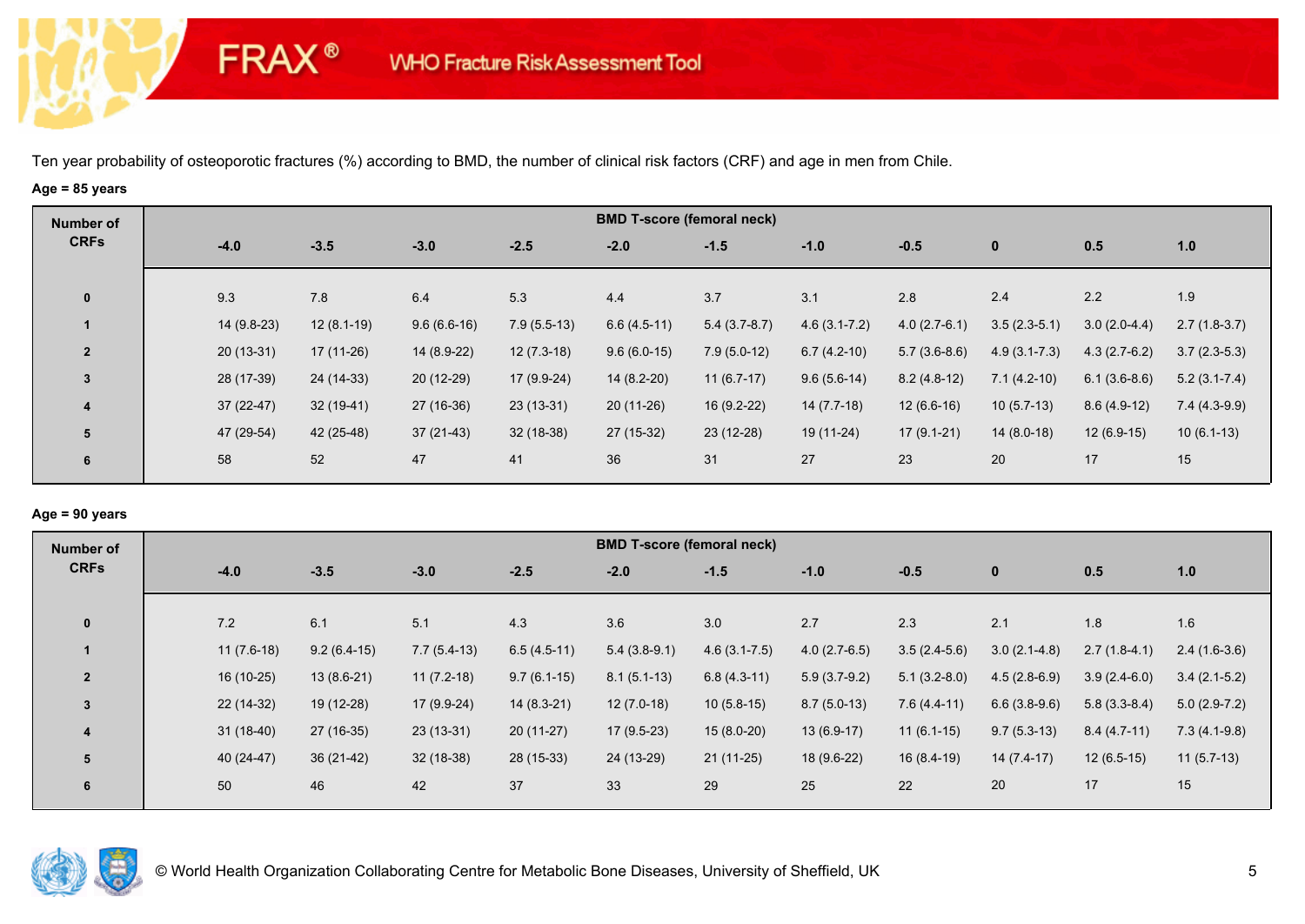FRAX® WHO Fracture Risk Assessment Tool

Ten year probability of osteoporotic fractures (%) according to BMD, the number of clinical risk factors (CRF) and age in men from Chile.

**Age = 85 years**

| Number of CRFs | BMD T-score (femoral neck) | | | | | | | | | | |
|---|---|---|---|---|---|---|---|---|---|---|---|
| | -4.0 | -3.5 | -3.0 | -2.5 | -2.0 | -1.5 | -1.0 | -0.5 | 0 | 0.5 | 1.0 |
| 0 | 9.3 | 7.8 | 6.4 | 5.3 | 4.4 | 3.7 | 3.1 | 2.8 | 2.4 | 2.2 | 1.9 |
| 1 | 14 (9.8-23) | 12 (8.1-19) | 9.6 (6.6-16) | 7.9 (5.5-13) | 6.6 (4.5-11) | 5.4 (3.7-8.7) | 4.6 (3.1-7.2) | 4.0 (2.7-6.1) | 3.5 (2.3-5.1) | 3.0 (2.0-4.4) | 2.7 (1.8-3.7) |
| 2 | 20 (13-31) | 17 (11-26) | 14 (8.9-22) | 12 (7.3-18) | 9.6 (6.0-15) | 7.9 (5.0-12) | 6.7 (4.2-10) | 5.7 (3.6-8.6) | 4.9 (3.1-7.3) | 4.3 (2.7-6.2) | 3.7 (2.3-5.3) |
| 3 | 28 (17-39) | 24 (14-33) | 20 (12-29) | 17 (9.9-24) | 14 (8.2-20) | 11 (6.7-17) | 9.6 (5.6-14) | 8.2 (4.8-12) | 7.1 (4.2-10) | 6.1 (3.6-8.6) | 5.2 (3.1-7.4) |
| 4 | 37 (22-47) | 32 (19-41) | 27 (16-36) | 23 (13-31) | 20 (11-26) | 16 (9.2-22) | 14 (7.7-18) | 12 (6.6-16) | 10 (5.7-13) | 8.6 (4.9-12) | 7.4 (4.3-9.9) |
| 5 | 47 (29-54) | 42 (25-48) | 37 (21-43) | 32 (18-38) | 27 (15-32) | 23 (12-28) | 19 (11-24) | 17 (9.1-21) | 14 (8.0-18) | 12 (6.9-15) | 10 (6.1-13) |
| 6 | 58 | 52 | 47 | 41 | 36 | 31 | 27 | 23 | 20 | 17 | 15 |

**Age = 90 years**

| Number of CRFs | BMD T-score (femoral neck) | | | | | | | | | | |
|---|---|---|---|---|---|---|---|---|---|---|---|
| | -4.0 | -3.5 | -3.0 | -2.5 | -2.0 | -1.5 | -1.0 | -0.5 | 0 | 0.5 | 1.0 |
| 0 | 7.2 | 6.1 | 5.1 | 4.3 | 3.6 | 3.0 | 2.7 | 2.3 | 2.1 | 1.8 | 1.6 |
| 1 | 11 (7.6-18) | 9.2 (6.4-15) | 7.7 (5.4-13) | 6.5 (4.5-11) | 5.4 (3.8-9.1) | 4.6 (3.1-7.5) | 4.0 (2.7-6.5) | 3.5 (2.4-5.6) | 3.0 (2.1-4.8) | 2.7 (1.8-4.1) | 2.4 (1.6-3.6) |
| 2 | 16 (10-25) | 13 (8.6-21) | 11 (7.2-18) | 9.7 (6.1-15) | 8.1 (5.1-13) | 6.8 (4.3-11) | 5.9 (3.7-9.2) | 5.1 (3.2-8.0) | 4.5 (2.8-6.9) | 3.9 (2.4-6.0) | 3.4 (2.1-5.2) |
| 3 | 22 (14-32) | 19 (12-28) | 17 (9.9-24) | 14 (8.3-21) | 12 (7.0-18) | 10 (5.8-15) | 8.7 (5.0-13) | 7.6 (4.4-11) | 6.6 (3.8-9.6) | 5.8 (3.3-8.4) | 5.0 (2.9-7.2) |
| 4 | 31 (18-40) | 27 (16-35) | 23 (13-31) | 20 (11-27) | 17 (9.5-23) | 15 (8.0-20) | 13 (6.9-17) | 11 (6.1-15) | 9.7 (5.3-13) | 8.4 (4.7-11) | 7.3 (4.1-9.8) |
| 5 | 40 (24-47) | 36 (21-42) | 32 (18-38) | 28 (15-33) | 24 (13-29) | 21 (11-25) | 18 (9.6-22) | 16 (8.4-19) | 14 (7.4-17) | 12 (6.5-15) | 11 (5.7-13) |
| 6 | 50 | 46 | 42 | 37 | 33 | 29 | 25 | 22 | 20 | 17 | 15 |

© World Health Organization Collaborating Centre for Metabolic Bone Diseases, University of Sheffield, UK